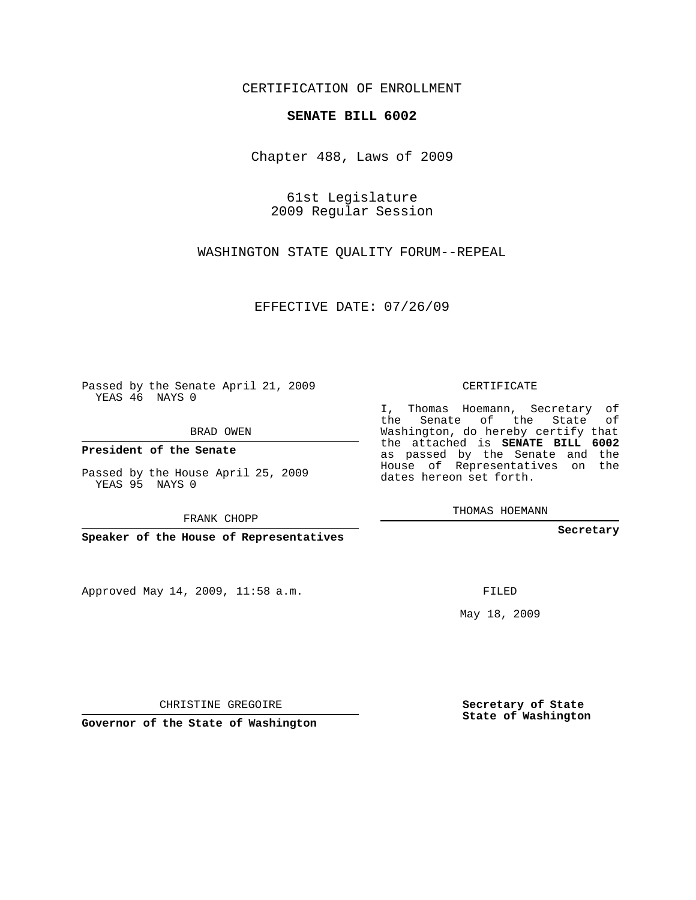CERTIFICATION OF ENROLLMENT

**SENATE BILL 6002**

Chapter 488, Laws of 2009

61st Legislature
2009 Regular Session

WASHINGTON STATE QUALITY FORUM--REPEAL

EFFECTIVE DATE: 07/26/09

Passed by the Senate April 21, 2009
YEAS 46 NAYS 0

BRAD OWEN

**President of the Senate**

Passed by the House April 25, 2009
YEAS 95 NAYS 0

FRANK CHOPP

**Speaker of the House of Representatives**

Approved May 14, 2009, 11:58 a.m.

CHRISTINE GREGOIRE

**Governor of the State of Washington**

CERTIFICATE

I, Thomas Hoemann, Secretary of the Senate of the State of Washington, do hereby certify that the attached is **SENATE BILL 6002** as passed by the Senate and the House of Representatives on the dates hereon set forth.

THOMAS HOEMANN

**Secretary**

FILED

May 18, 2009

**Secretary of State**
**State of Washington**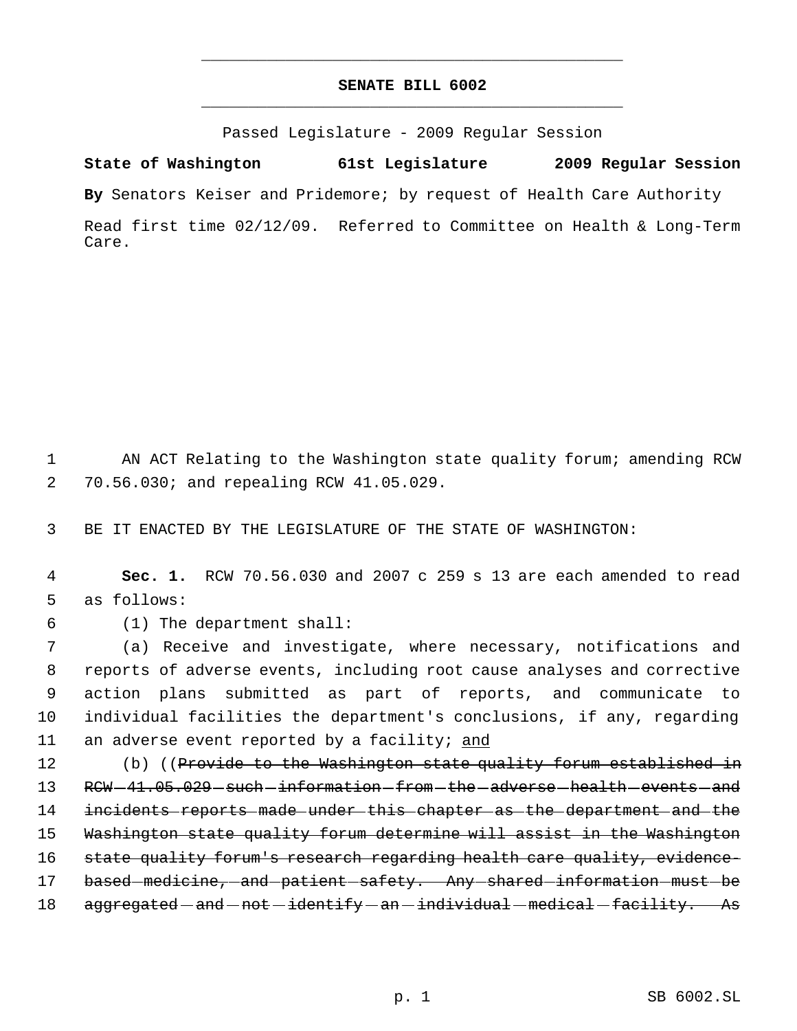# SENATE BILL 6002

Passed Legislature - 2009 Regular Session

**State of Washington 61st Legislature 2009 Regular Session**

**By** Senators Keiser and Pridemore; by request of Health Care Authority

Read first time 02/12/09. Referred to Committee on Health & Long-Term Care.

AN ACT Relating to the Washington state quality forum; amending RCW 70.56.030; and repealing RCW 41.05.029.

BE IT ENACTED BY THE LEGISLATURE OF THE STATE OF WASHINGTON:

**Sec. 1.** RCW 70.56.030 and 2007 c 259 s 13 are each amended to read as follows:

(1) The department shall:

(a) Receive and investigate, where necessary, notifications and reports of adverse events, including root cause analyses and corrective action plans submitted as part of reports, and communicate to individual facilities the department's conclusions, if any, regarding an adverse event reported by a facility; <u>and</u>

(b) ((~~Provide to the Washington state quality forum established in RCW 41.05.029 such information from the adverse health events and incidents reports made under this chapter as the department and the Washington state quality forum determine will assist in the Washington state quality forum's research regarding health care quality, evidence-based medicine, and patient safety. Any shared information must be aggregated and not identify an individual medical facility. As~~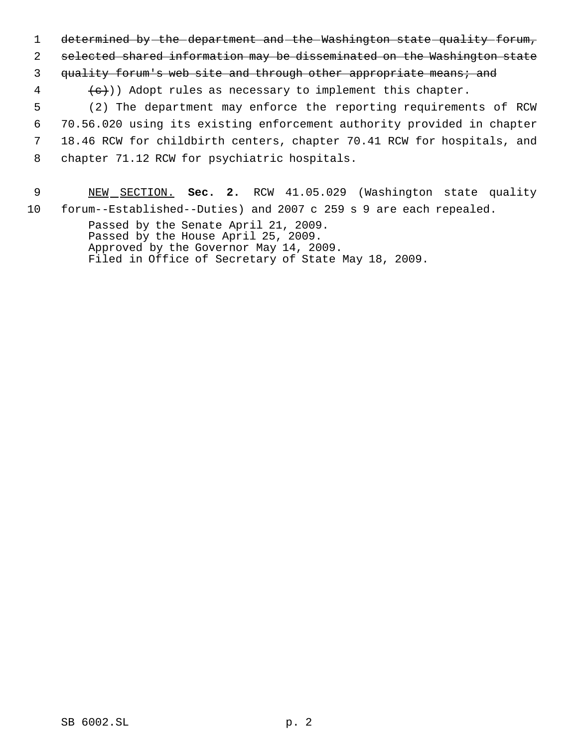~~determined by the department and the Washington state quality forum, selected shared information may be disseminated on the Washington state quality forum's web site and through other appropriate means; and~~

~~(c)~~)) Adopt rules as necessary to implement this chapter.

(2) The department may enforce the reporting requirements of RCW 70.56.020 using its existing enforcement authority provided in chapter 18.46 RCW for childbirth centers, chapter 70.41 RCW for hospitals, and chapter 71.12 RCW for psychiatric hospitals.

NEW SECTION. **Sec. 2.** RCW 41.05.029 (Washington state quality forum--Established--Duties) and 2007 c 259 s 9 are each repealed.

Passed by the Senate April 21, 2009.
Passed by the House April 25, 2009.
Approved by the Governor May 14, 2009.
Filed in Office of Secretary of State May 18, 2009.